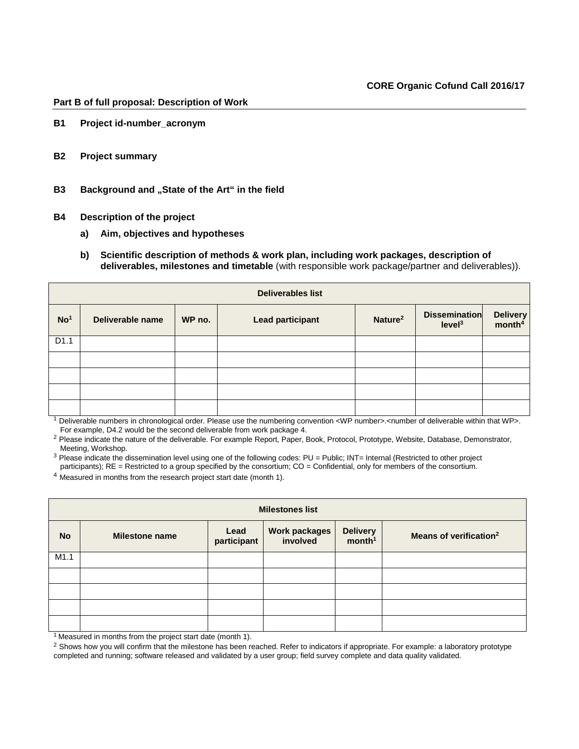**CORE Organic Cofund Call 2016/17**

**Part B of full proposal: Description of Work**

## B1 Project id-number_acronym

## B2 Project summary

## B3 Background and „State of the Art“ in the field

## B4 Description of the project

### a) Aim, objectives and hypotheses

### b) Scientific description of methods & work plan, including work packages, description of deliverables, milestones and timetable (with responsible work package/partner and deliverables)).

| **Deliverables list** | | | | | | |
|---|---|---|---|---|---|---|
| **No[1]** | **Deliverable name** | **WP no.** | **Lead participant** | **Nature[2]** | **Dissemination level[3]** | **Delivery month[4]** |
| D1.1 | | | | | | |
| | | | | | | |
| | | | | | | |
| | | | | | | |
| | | | | | | |

[1] Deliverable numbers in chronological order. Please use the numbering convention <WP number>.<number of deliverable within that WP>. For example, D4.2 would be the second deliverable from work package 4.

[2] Please indicate the nature of the deliverable. For example Report, Paper, Book, Protocol, Prototype, Website, Database, Demonstrator, Meeting, Workshop.

[3] Please indicate the dissemination level using one of the following codes: PU = Public; INT= Internal (Restricted to other project participants); RE = Restricted to a group specified by the consortium; CO = Confidential, only for members of the consortium.

[4] Measured in months from the research project start date (month 1).

| **Milestones list** | | | | | |
|---|---|---|---|---|---|
| **No** | **Milestone name** | **Lead participant** | **Work packages involved** | **Delivery month[1]** | **Means of verification[2]** |
| M1.1 | | | | | |
| | | | | | |
| | | | | | |
| | | | | | |
| | | | | | |

[1] Measured in months from the project start date (month 1).

[2] Shows how you will confirm that the milestone has been reached. Refer to indicators if appropriate. For example: a laboratory prototype completed and running; software released and validated by a user group; field survey complete and data quality validated.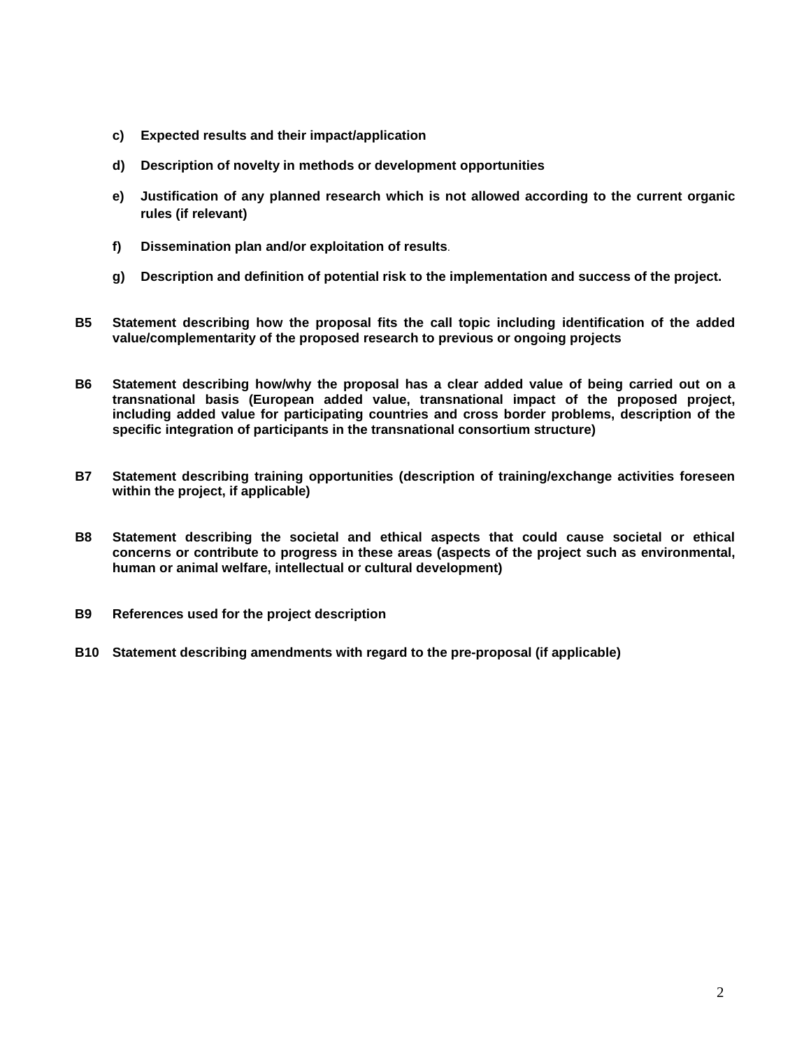- **c) Expected results and their impact/application**

- **d) Description of novelty in methods or development opportunities**

- **e) Justification of any planned research which is not allowed according to the current organic rules (if relevant)**

- **f) Dissemination plan and/or exploitation of results**.

- **g) Description and definition of potential risk to the implementation and success of the project.**

**B5 Statement describing how the proposal fits the call topic including identification of the added value/complementarity of the proposed research to previous or ongoing projects**

**B6 Statement describing how/why the proposal has a clear added value of being carried out on a transnational basis (European added value, transnational impact of the proposed project, including added value for participating countries and cross border problems, description of the specific integration of participants in the transnational consortium structure)**

**B7 Statement describing training opportunities (description of training/exchange activities foreseen within the project, if applicable)**

**B8 Statement describing the societal and ethical aspects that could cause societal or ethical concerns or contribute to progress in these areas (aspects of the project such as environmental, human or animal welfare, intellectual or cultural development)**

**B9 References used for the project description**

**B10 Statement describing amendments with regard to the pre-proposal (if applicable)**